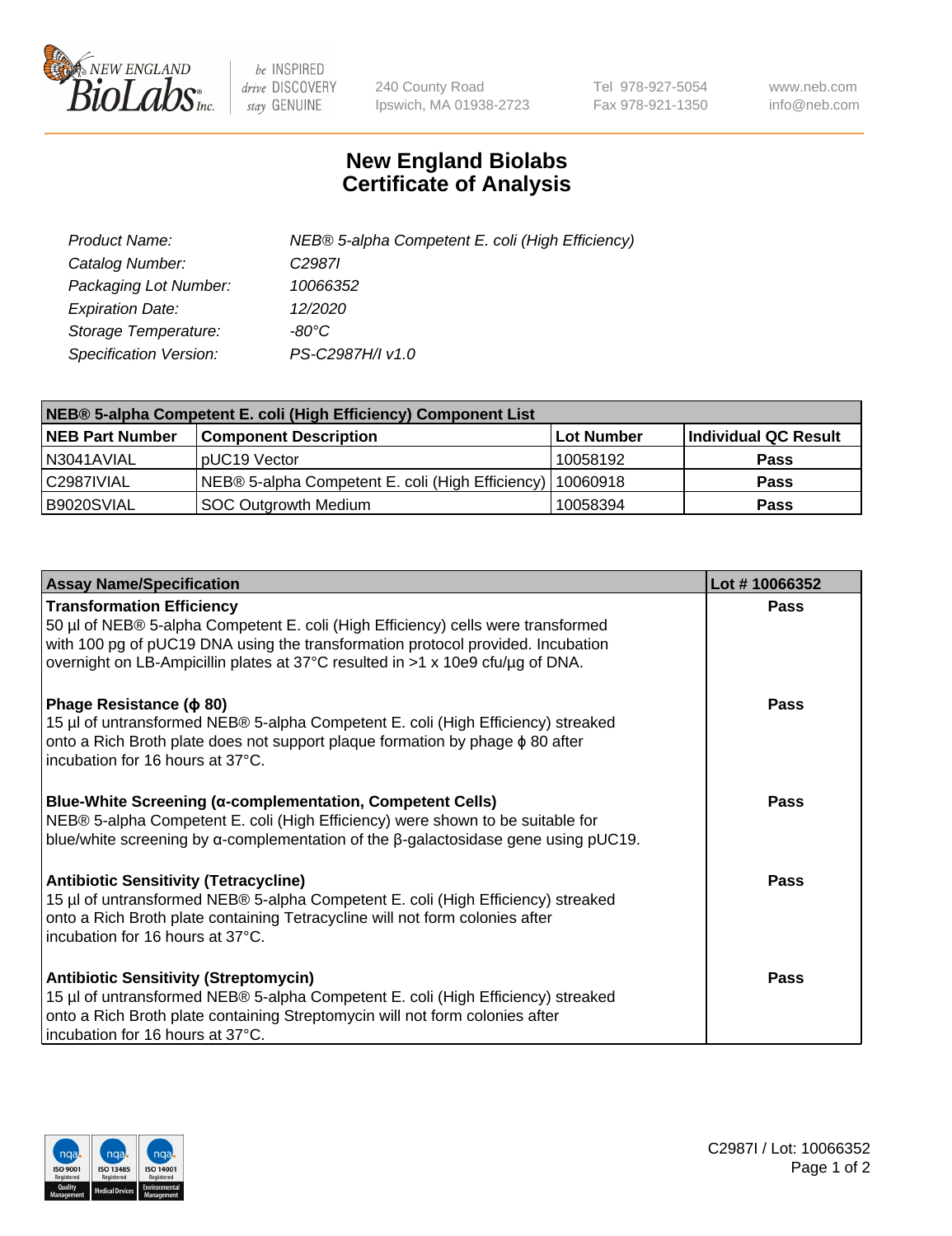240 County Road
Ipswich, MA 01938-2723

Tel 978-927-5054
Fax 978-921-1350

www.neb.com
info@neb.com

# New England Biolabs
# Certificate of Analysis

| | |
|---|---|
| *Product Name:* | *NEB® 5-alpha Competent E. coli (High Efficiency)* |
| *Catalog Number:* | *C2987I* |
| *Packaging Lot Number:* | *10066352* |
| *Expiration Date:* | *12/2020* |
| *Storage Temperature:* | *-80°C* |
| *Specification Version:* | *PS-C2987H/I v1.0* |

| NEB® 5-alpha Competent E. coli (High Efficiency) Component List | | | |
|---|---|---|---|
| **NEB Part Number** | **Component Description** | **Lot Number** | **Individual QC Result** |
| N3041AVIAL | pUC19 Vector | 10058192 | **Pass** |
| C2987IVIAL | NEB® 5-alpha Competent E. coli (High Efficiency) | 10060918 | **Pass** |
| B9020SVIAL | SOC Outgrowth Medium | 10058394 | **Pass** |

| Assay Name/Specification | Lot # 10066352 |
|---|---|
| **Transformation Efficiency**<br>50 µl of NEB® 5-alpha Competent E. coli (High Efficiency) cells were transformed with 100 pg of pUC19 DNA using the transformation protocol provided. Incubation overnight on LB-Ampicillin plates at 37°C resulted in >1 x 10e9 cfu/µg of DNA. | **Pass** |
| **Phage Resistance (ϕ 80)**<br>15 µl of untransformed NEB® 5-alpha Competent E. coli (High Efficiency) streaked onto a Rich Broth plate does not support plaque formation by phage ϕ 80 after incubation for 16 hours at 37°C. | **Pass** |
| **Blue-White Screening (α-complementation, Competent Cells)**<br>NEB® 5-alpha Competent E. coli (High Efficiency) were shown to be suitable for blue/white screening by α-complementation of the β-galactosidase gene using pUC19. | **Pass** |
| **Antibiotic Sensitivity (Tetracycline)**<br>15 µl of untransformed NEB® 5-alpha Competent E. coli (High Efficiency) streaked onto a Rich Broth plate containing Tetracycline will not form colonies after incubation for 16 hours at 37°C. | **Pass** |
| **Antibiotic Sensitivity (Streptomycin)**<br>15 µl of untransformed NEB® 5-alpha Competent E. coli (High Efficiency) streaked onto a Rich Broth plate containing Streptomycin will not form colonies after incubation for 16 hours at 37°C. | **Pass** |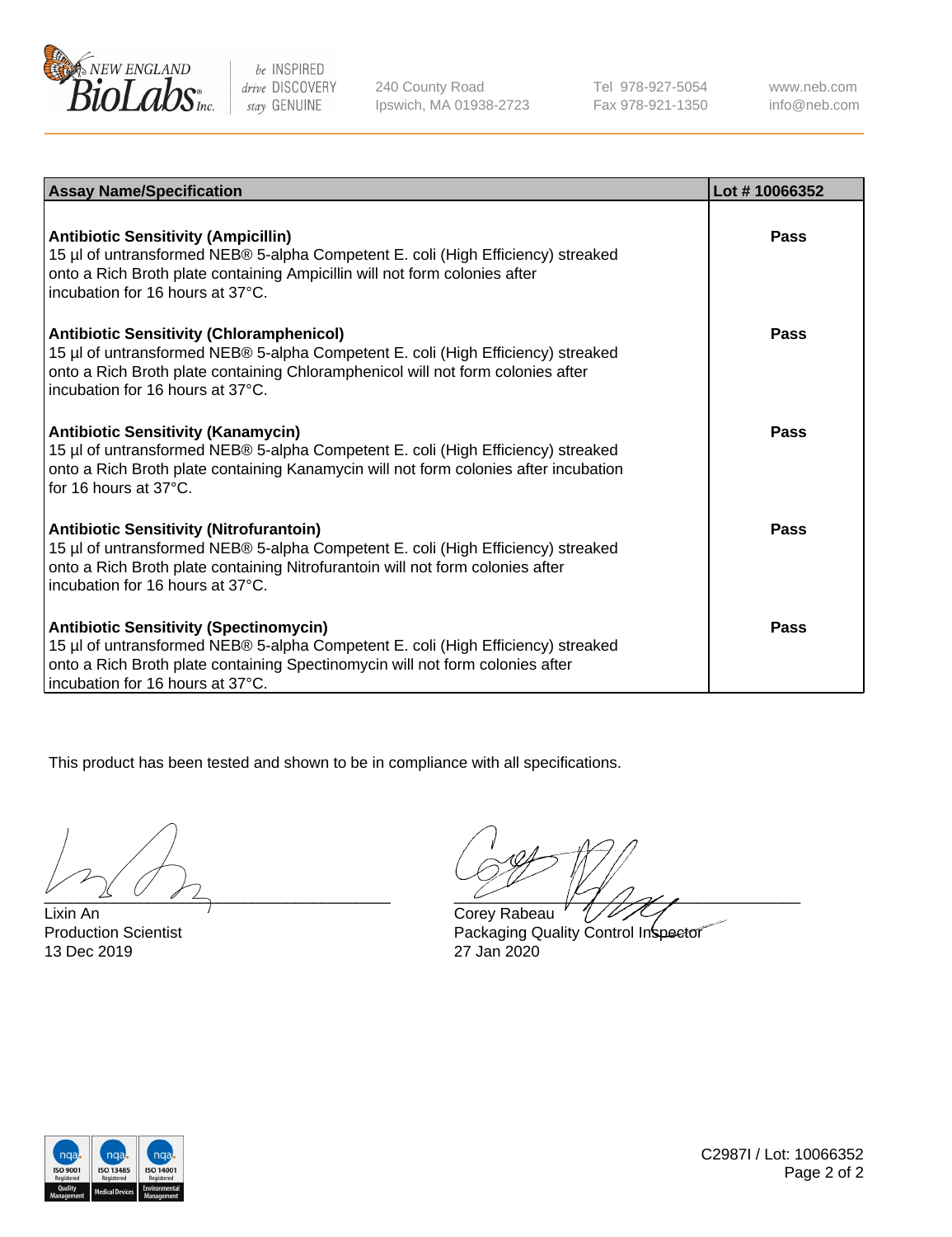| Assay Name/Specification | Lot # 10066352 |
|---|---|
| **Antibiotic Sensitivity (Ampicillin)**<br>15 µl of untransformed NEB® 5-alpha Competent E. coli (High Efficiency) streaked onto a Rich Broth plate containing Ampicillin will not form colonies after incubation for 16 hours at 37°C. | **Pass** |
| **Antibiotic Sensitivity (Chloramphenicol)**<br>15 µl of untransformed NEB® 5-alpha Competent E. coli (High Efficiency) streaked onto a Rich Broth plate containing Chloramphenicol will not form colonies after incubation for 16 hours at 37°C. | **Pass** |
| **Antibiotic Sensitivity (Kanamycin)**<br>15 µl of untransformed NEB® 5-alpha Competent E. coli (High Efficiency) streaked onto a Rich Broth plate containing Kanamycin will not form colonies after incubation for 16 hours at 37°C. | **Pass** |
| **Antibiotic Sensitivity (Nitrofurantoin)**<br>15 µl of untransformed NEB® 5-alpha Competent E. coli (High Efficiency) streaked onto a Rich Broth plate containing Nitrofurantoin will not form colonies after incubation for 16 hours at 37°C. | **Pass** |
| **Antibiotic Sensitivity (Spectinomycin)**<br>15 µl of untransformed NEB® 5-alpha Competent E. coli (High Efficiency) streaked onto a Rich Broth plate containing Spectinomycin will not form colonies after incubation for 16 hours at 37°C. | **Pass** |

This product has been tested and shown to be in compliance with all specifications.

Lixin An
Production Scientist
13 Dec 2019

Corey Rabeau
Packaging Quality Control Inspector
27 Jan 2020

C2987I / Lot: 10066352